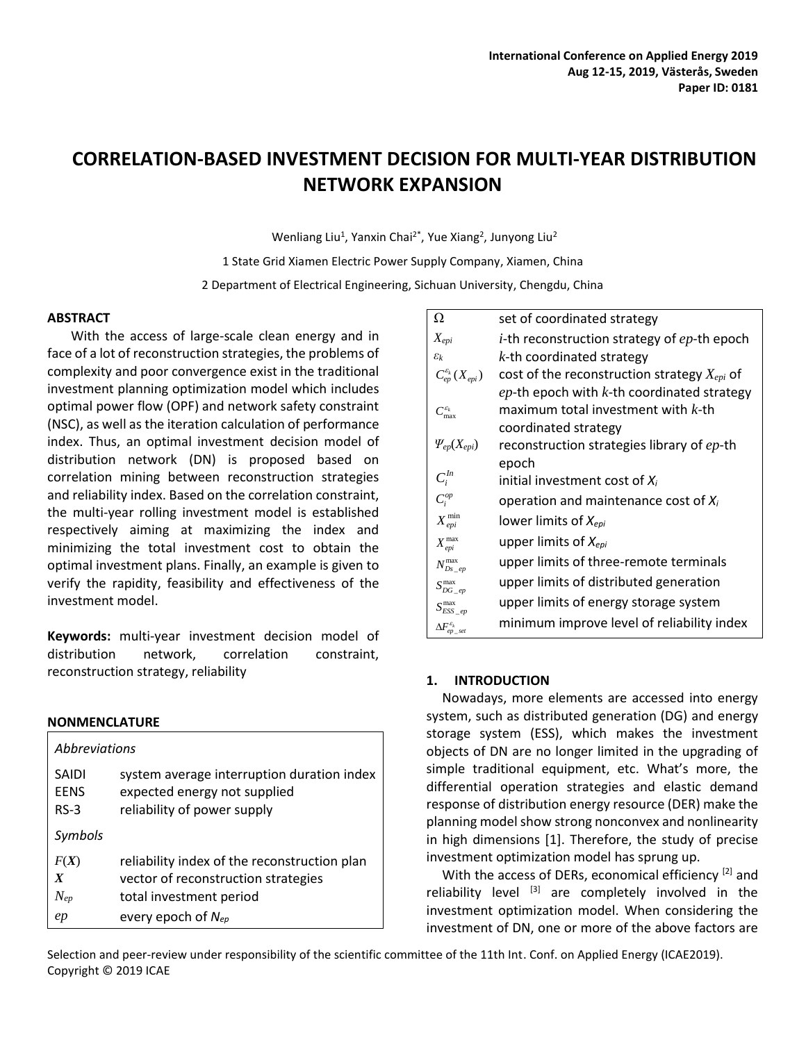International Conference on Applied Energy 2019
Aug 12-15, 2019, Västerås, Sweden
Paper ID: 0181

# CORRELATION-BASED INVESTMENT DECISION FOR MULTI-YEAR DISTRIBUTION NETWORK EXPANSION

Wenliang Liu[1], Yanxin Chai[2*], Yue Xiang[2], Junyong Liu[2]

1 State Grid Xiamen Electric Power Supply Company, Xiamen, China

2 Department of Electrical Engineering, Sichuan University, Chengdu, China

## ABSTRACT

With the access of large-scale clean energy and in face of a lot of reconstruction strategies, the problems of complexity and poor convergence exist in the traditional investment planning optimization model which includes optimal power flow (OPF) and network safety constraint (NSC), as well as the iteration calculation of performance index. Thus, an optimal investment decision model of distribution network (DN) is proposed based on correlation mining between reconstruction strategies and reliability index. Based on the correlation constraint, the multi-year rolling investment model is established respectively aiming at maximizing the index and minimizing the total investment cost to obtain the optimal investment plans. Finally, an example is given to verify the rapidity, feasibility and effectiveness of the investment model.

**Keywords:** multi-year investment decision model of distribution network, correlation constraint, reconstruction strategy, reliability

## NONMENCLATURE

| *Abbreviations* | |
|---|---|
| SAIDI | system average interruption duration index |
| EENS | expected energy not supplied |
| RS-3 | reliability of power supply |
| *Symbols* | |
| $F(\boldsymbol{X})$ | reliability index of the reconstruction plan |
| $\boldsymbol{X}$ | vector of reconstruction strategies |
| $N_{ep}$ | total investment period |
| $ep$ | every epoch of $N_{ep}$ |
| $\Omega$ | set of coordinated strategy |
| $X_{epi}$ | $i$-th reconstruction strategy of $ep$-th epoch |
| $\varepsilon_k$ | $k$-th coordinated strategy |
| $C_{ep}^{\varepsilon_k}(X_{epi})$ | cost of the reconstruction strategy $X_{epi}$ of $ep$-th epoch with $k$-th coordinated strategy |
| $C_{\max}^{\varepsilon_k}$ | maximum total investment with $k$-th coordinated strategy |
| $\Psi_{ep}(X_{epi})$ | reconstruction strategies library of $ep$-th epoch |
| $C_i^{In}$ | initial investment cost of $X_i$ |
| $C_i^{op}$ | operation and maintenance cost of $X_i$ |
| $X_{epi}^{\min}$ | lower limits of $X_{epi}$ |
| $X_{epi}^{\max}$ | upper limits of $X_{epi}$ |
| $N_{Ds\_ep}^{\max}$ | upper limits of three-remote terminals |
| $S_{DG\_ep}^{\max}$ | upper limits of distributed generation |
| $S_{ESS\_ep}^{\max}$ | upper limits of energy storage system |
| $\Delta F_{ep\_set}^{\varepsilon_k}$ | minimum improve level of reliability index |

## 1. INTRODUCTION

Nowadays, more elements are accessed into energy system, such as distributed generation (DG) and energy storage system (ESS), which makes the investment objects of DN are no longer limited in the upgrading of simple traditional equipment, etc. What's more, the differential operation strategies and elastic demand response of distribution energy resource (DER) make the planning model show strong nonconvex and nonlinearity in high dimensions [1]. Therefore, the study of precise investment optimization model has sprung up.

With the access of DERs, economical efficiency [2] and reliability level [3] are completely involved in the investment optimization model. When considering the investment of DN, one or more of the above factors are

Selection and peer-review under responsibility of the scientific committee of the 11th Int. Conf. on Applied Energy (ICAE2019).
Copyright © 2019 ICAE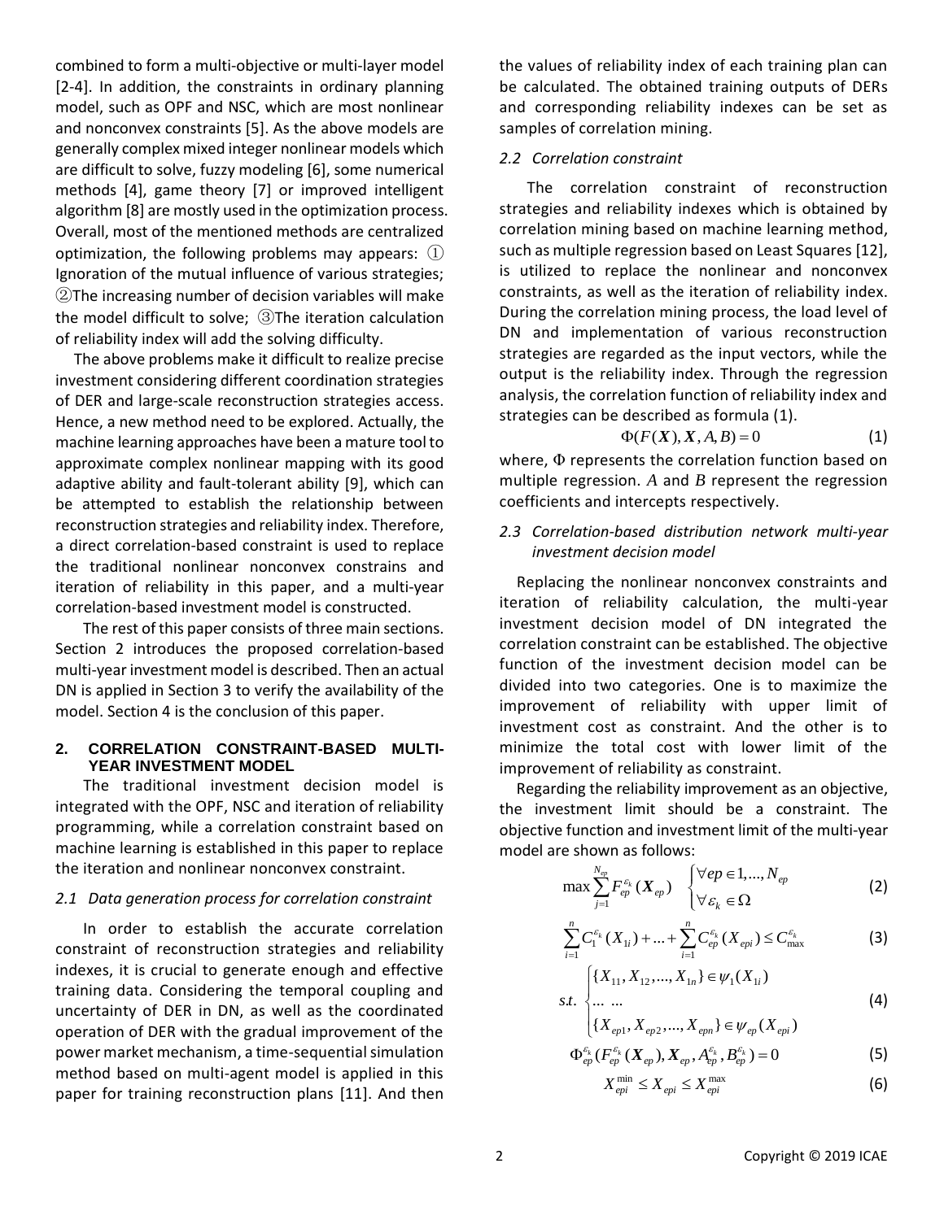combined to form a multi-objective or multi-layer model [2-4]. In addition, the constraints in ordinary planning model, such as OPF and NSC, which are most nonlinear and nonconvex constraints [5]. As the above models are generally complex mixed integer nonlinear models which are difficult to solve, fuzzy modeling [6], some numerical methods [4], game theory [7] or improved intelligent algorithm [8] are mostly used in the optimization process. Overall, most of the mentioned methods are centralized optimization, the following problems may appears: ① Ignoration of the mutual influence of various strategies; ②The increasing number of decision variables will make the model difficult to solve; ③The iteration calculation of reliability index will add the solving difficulty.

The above problems make it difficult to realize precise investment considering different coordination strategies of DER and large-scale reconstruction strategies access. Hence, a new method need to be explored. Actually, the machine learning approaches have been a mature tool to approximate complex nonlinear mapping with its good adaptive ability and fault-tolerant ability [9], which can be attempted to establish the relationship between reconstruction strategies and reliability index. Therefore, a direct correlation-based constraint is used to replace the traditional nonlinear nonconvex constrains and iteration of reliability in this paper, and a multi-year correlation-based investment model is constructed.

The rest of this paper consists of three main sections. Section 2 introduces the proposed correlation-based multi-year investment model is described. Then an actual DN is applied in Section 3 to verify the availability of the model. Section 4 is the conclusion of this paper.

## 2. CORRELATION CONSTRAINT-BASED MULTI-YEAR INVESTMENT MODEL

The traditional investment decision model is integrated with the OPF, NSC and iteration of reliability programming, while a correlation constraint based on machine learning is established in this paper to replace the iteration and nonlinear nonconvex constraint.

### *2.1 Data generation process for correlation constraint*

In order to establish the accurate correlation constraint of reconstruction strategies and reliability indexes, it is crucial to generate enough and effective training data. Considering the temporal coupling and uncertainty of DER in DN, as well as the coordinated operation of DER with the gradual improvement of the power market mechanism, a time-sequential simulation method based on multi-agent model is applied in this paper for training reconstruction plans [11]. And then the values of reliability index of each training plan can be calculated. The obtained training outputs of DERs and corresponding reliability indexes can be set as samples of correlation mining.

### *2.2 Correlation constraint*

The correlation constraint of reconstruction strategies and reliability indexes which is obtained by correlation mining based on machine learning method, such as multiple regression based on Least Squares [12], is utilized to replace the nonlinear and nonconvex constraints, as well as the iteration of reliability index. During the correlation mining process, the load level of DN and implementation of various reconstruction strategies are regarded as the input vectors, while the output is the reliability index. Through the regression analysis, the correlation function of reliability index and strategies can be described as formula (1).

$$\Phi(F(\boldsymbol{X}), \boldsymbol{X}, A, B) = 0 \tag{1}$$

where, $\Phi$ represents the correlation function based on multiple regression. $A$ and $B$ represent the regression coefficients and intercepts respectively.

### *2.3 Correlation-based distribution network multi-year investment decision model*

Replacing the nonlinear nonconvex constraints and iteration of reliability calculation, the multi-year investment decision model of DN integrated the correlation constraint can be established. The objective function of the investment decision model can be divided into two categories. One is to maximize the improvement of reliability with upper limit of investment cost as constraint. And the other is to minimize the total cost with lower limit of the improvement of reliability as constraint.

Regarding the reliability improvement as an objective, the investment limit should be a constraint. The objective function and investment limit of the multi-year model are shown as follows:

$$\max \sum_{j=1}^{N_{ep}} F_{ep}^{\varepsilon_k}(\boldsymbol{X}_{ep}) \quad \begin{cases} \forall ep \in 1, \dots, N_{ep} \\ \forall \varepsilon_k \in \Omega \end{cases} \tag{2}$$

$$\sum_{i=1}^{n} C_1^{\varepsilon_k}(X_{1i}) + \dots + \sum_{i=1}^{n} C_{ep}^{\varepsilon_k}(X_{epi}) \le C_{\max}^{\varepsilon_k} \tag{3}$$

$$s.t. \begin{cases} \{X_{11}, X_{12}, \dots, X_{1n}\} \in \psi_1(X_{1i}) \\ \dots \dots \\ \{X_{ep1}, X_{ep2}, \dots, X_{epn}\} \in \psi_{ep}(X_{epi}) \end{cases} \tag{4}$$

$$\Phi_{ep}^{\varepsilon_k}(F_{ep}^{\varepsilon_k}(\boldsymbol{X}_{ep}), \boldsymbol{X}_{ep}, A_{ep}^{\varepsilon_k}, B_{ep}^{\varepsilon_k}) = 0 \tag{5}$$

$$X_{epi}^{\min} \le X_{epi} \le X_{epi}^{\max} \tag{6}$$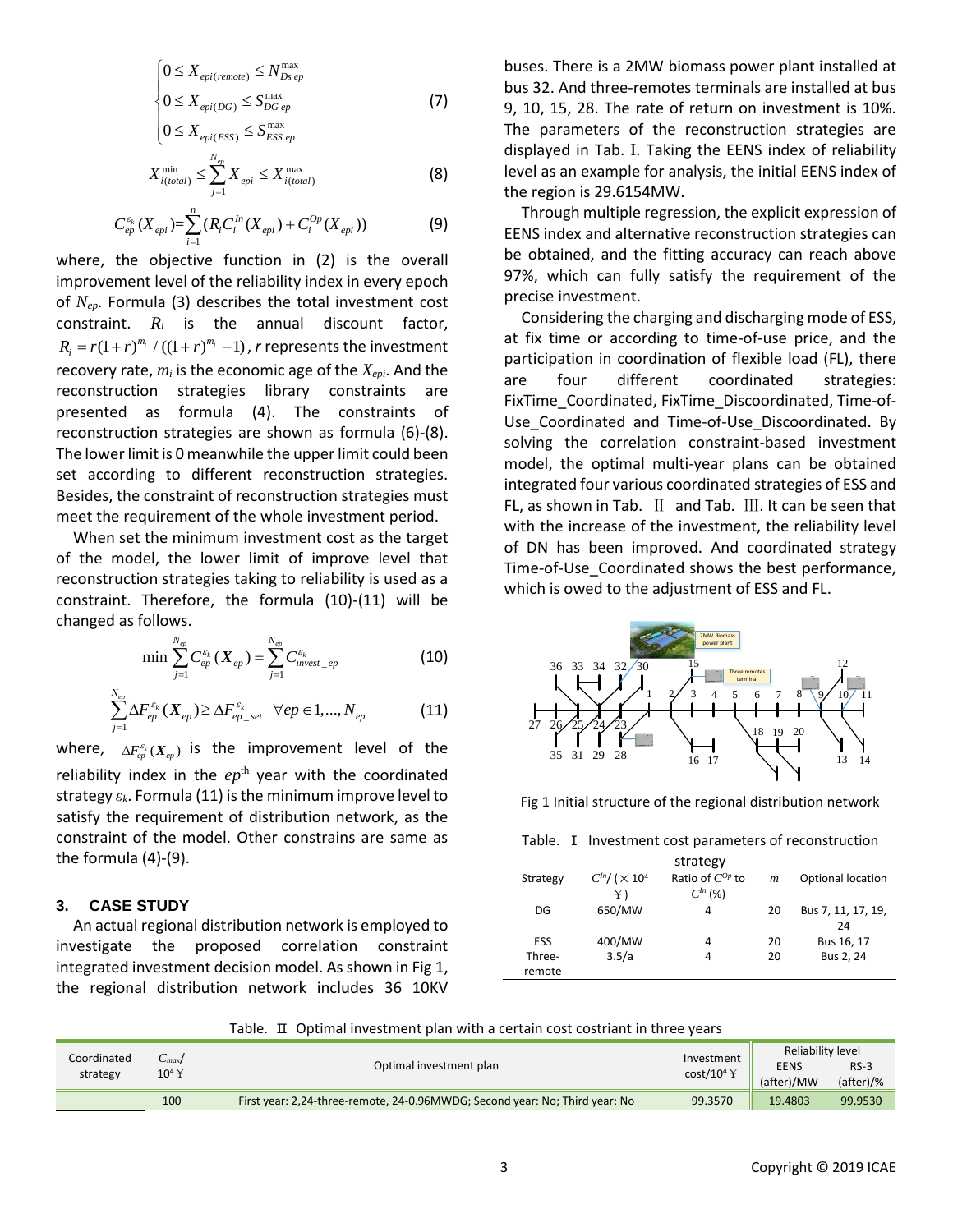$$\begin{cases} 0 \le X_{epi(remote)} \le N_{Ds\ ep}^{\max} \\ 0 \le X_{epi(DG)} \le S_{DG\ ep}^{\max} \\ 0 \le X_{epi(ESS)} \le S_{ESS\ ep}^{\max} \end{cases} \tag{7}$$

$$X_{i(total)}^{\min} \le \sum_{j=1}^{N_{ep}} X_{epi} \le X_{i(total)}^{\max} \tag{8}$$

$$C_{ep}^{\varepsilon_k}(X_{epi}) = \sum_{i=1}^{n}(R_i C_i^{In}(X_{epi}) + C_i^{Op}(X_{epi})) \tag{9}$$

where, the objective function in (2) is the overall improvement level of the reliability index in every epoch of $N_{ep}$. Formula (3) describes the total investment cost constraint. $R_i$ is the annual discount factor, $R_i = r(1+r)^{m_i} / ((1+r)^{m_i} - 1)$, $r$ represents the investment recovery rate, $m_i$ is the economic age of the $X_{epi}$. And the reconstruction strategies library constraints are presented as formula (4). The constraints of reconstruction strategies are shown as formula (6)-(8). The lower limit is 0 meanwhile the upper limit could been set according to different reconstruction strategies. Besides, the constraint of reconstruction strategies must meet the requirement of the whole investment period.

When set the minimum investment cost as the target of the model, the lower limit of improve level that reconstruction strategies taking to reliability is used as a constraint. Therefore, the formula (10)-(11) will be changed as follows.

$$\min \sum_{j=1}^{N_{ep}} C_{ep}^{\varepsilon_k}(\boldsymbol{X}_{ep}) = \sum_{j=1}^{N_{ep}} C_{invest\_ep}^{\varepsilon_k} \tag{10}$$

$$\sum_{j=1}^{N_{ep}} \Delta F_{ep}^{\varepsilon_k}(\boldsymbol{X}_{ep}) \ge \Delta F_{ep\_set}^{\varepsilon_k} \quad \forall ep \in 1,...,N_{ep} \tag{11}$$

where, $\Delta F_{ep}^{\varepsilon_k}(\boldsymbol{X}_{ep})$ is the improvement level of the reliability index in the $ep^{\text{th}}$ year with the coordinated strategy $\varepsilon_k$. Formula (11) is the minimum improve level to satisfy the requirement of distribution network, as the constraint of the model. Other constrains are same as the formula (4)-(9).

## 3. CASE STUDY

An actual regional distribution network is employed to investigate the proposed correlation constraint integrated investment decision model. As shown in Fig 1, the regional distribution network includes 36 10KV buses. There is a 2MW biomass power plant installed at bus 32. And three-remotes terminals are installed at bus 9, 10, 15, 28. The rate of return on investment is 10%. The parameters of the reconstruction strategies are displayed in Tab. I. Taking the EENS index of reliability level as an example for analysis, the initial EENS index of the region is 29.6154MW.

Through multiple regression, the explicit expression of EENS index and alternative reconstruction strategies can be obtained, and the fitting accuracy can reach above 97%, which can fully satisfy the requirement of the precise investment.

Considering the charging and discharging mode of ESS, at fix time or according to time-of-use price, and the participation in coordination of flexible load (FL), there are four different coordinated strategies: FixTime_Coordinated, FixTime_Discoordinated, Time-of-Use_Coordinated and Time-of-Use_Discoordinated. By solving the correlation constraint-based investment model, the optimal multi-year plans can be obtained integrated four various coordinated strategies of ESS and FL, as shown in Tab. Ⅱ and Tab. Ⅲ. It can be seen that with the increase of the investment, the reliability level of DN has been improved. And coordinated strategy Time-of-Use_Coordinated shows the best performance, which is owed to the adjustment of ESS and FL.

Fig 1 Initial structure of the regional distribution network

Table. Ⅰ Investment cost parameters of reconstruction strategy

| Strategy | $C^{In}$/ (×10⁴ ￥) | Ratio of $C^{Op}$ to $C^{In}$ (%) | $m$ | Optional location |
|---|---|---|---|---|
| DG | 650/MW | 4 | 20 | Bus 7, 11, 17, 19, 24 |
| ESS | 400/MW | 4 | 20 | Bus 16, 17 |
| Three-remote | 3.5/a | 4 | 20 | Bus 2, 24 |

Table. Ⅱ Optimal investment plan with a certain cost costriant in three years

| Coordinated strategy | $C_{max}$/ 10⁴￥ | Optimal investment plan | Investment cost/10⁴￥ | Reliability level EENS (after)/MW | RS-3 (after)/% |
|---|---|---|---|---|---|
| | 100 | First year: 2,24-three-remote, 24-0.96MWDG; Second year: No; Third year: No | 99.3570 | 19.4803 | 99.9530 |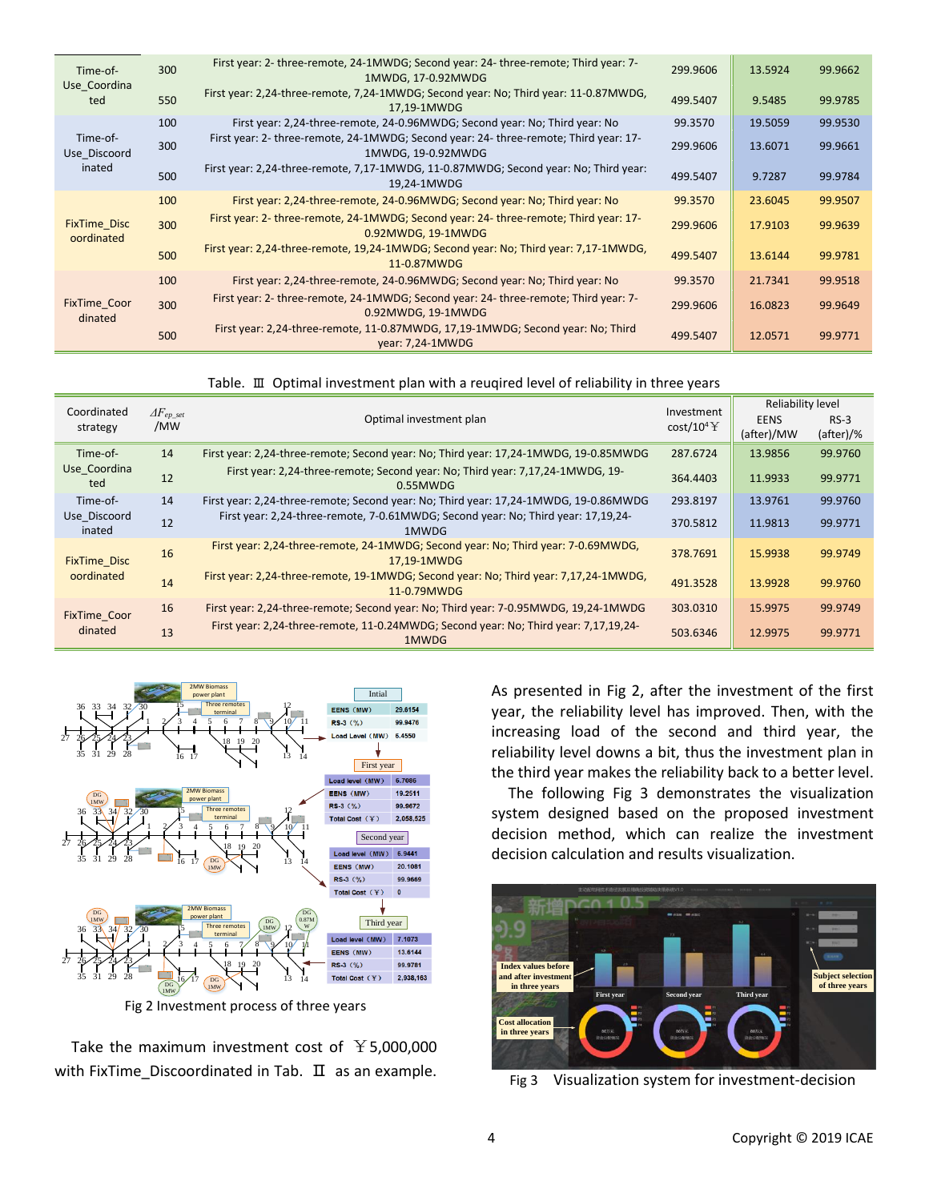| Time-of-Use_Coordinated | 300 | First year: 2- three-remote, 24-1MWDG; Second year: 24- three-remote; Third year: 7-1MWDG, 17-0.92MWDG | 299.9606 | 13.5924 | 99.9662 |
|---|---|---|---|---|---|
| | 550 | First year: 2,24-three-remote, 7,24-1MWDG; Second year: No; Third year: 11-0.87MWDG, 17,19-1MWDG | 499.5407 | 9.5485 | 99.9785 |
| Time-of-Use_Discoordinated | 100 | First year: 2,24-three-remote, 24-0.96MWDG; Second year: No; Third year: No | 99.3570 | 19.5059 | 99.9530 |
| | 300 | First year: 2- three-remote, 24-1MWDG; Second year: 24- three-remote; Third year: 17-1MWDG, 19-0.92MWDG | 299.9606 | 13.6071 | 99.9661 |
| | 500 | First year: 2,24-three-remote, 7,17-1MWDG, 11-0.87MWDG; Second year: No; Third year: 19,24-1MWDG | 499.5407 | 9.7287 | 99.9784 |
| FixTime_Discoordinated | 100 | First year: 2,24-three-remote, 24-0.96MWDG; Second year: No; Third year: No | 99.3570 | 23.6045 | 99.9507 |
| | 300 | First year: 2- three-remote, 24-1MWDG; Second year: 24- three-remote; Third year: 17-0.92MWDG, 19-1MWDG | 299.9606 | 17.9103 | 99.9639 |
| | 500 | First year: 2,24-three-remote, 19,24-1MWDG; Second year: No; Third year: 7,17-1MWDG, 11-0.87MWDG | 499.5407 | 13.6144 | 99.9781 |
| FixTime_Coordinated | 100 | First year: 2,24-three-remote, 24-0.96MWDG; Second year: No; Third year: No | 99.3570 | 21.7341 | 99.9518 |
| | 300 | First year: 2- three-remote, 24-1MWDG; Second year: 24- three-remote; Third year: 7-0.92MWDG, 19-1MWDG | 299.9606 | 16.0823 | 99.9649 |
| | 500 | First year: 2,24-three-remote, 11-0.87MWDG, 17,19-1MWDG; Second year: No; Third year: 7,24-1MWDG | 499.5407 | 12.0571 | 99.9771 |

Table. Ⅲ Optimal investment plan with a reuqired level of reliability in three years

| Coordinated strategy | $\Delta F_{ep\_set}$ /MW | Optimal investment plan | Investment cost/$10^4$￥ | Reliability level | |
|---|---|---|---|---|---|
| | | | | EENS (after)/MW | RS-3 (after)/% |
| Time-of-Use_Coordinated | 14 | First year: 2,24-three-remote; Second year: No; Third year: 17,24-1MWDG, 19-0.85MWDG | 287.6724 | 13.9856 | 99.9760 |
| | 12 | First year: 2,24-three-remote; Second year: No; Third year: 7,17,24-1MWDG, 19-0.55MWDG | 364.4403 | 11.9933 | 99.9771 |
| Time-of-Use_Discoordinated | 14 | First year: 2,24-three-remote; Second year: No; Third year: 17,24-1MWDG, 19-0.86MWDG | 293.8197 | 13.9761 | 99.9760 |
| | 12 | First year: 2,24-three-remote, 7-0.61MWDG; Second year: No; Third year: 17,19,24-1MWDG | 370.5812 | 11.9813 | 99.9771 |
| FixTime_Discoordinated | 16 | First year: 2,24-three-remote, 24-1MWDG; Second year: No; Third year: 7-0.69MWDG, 17,19-1MWDG | 378.7691 | 15.9938 | 99.9749 |
| | 14 | First year: 2,24-three-remote, 19-1MWDG; Second year: No; Third year: 7,17,24-1MWDG, 11-0.79MWDG | 491.3528 | 13.9928 | 99.9760 |
| FixTime_Coordinated | 16 | First year: 2,24-three-remote; Second year: No; Third year: 7-0.95MWDG, 19,24-1MWDG | 303.0310 | 15.9975 | 99.9749 |
| | 13 | First year: 2,24-three-remote, 11-0.24MWDG; Second year: No; Third year: 7,17,19,24-1MWDG | 503.6346 | 12.9975 | 99.9771 |

Fig 2 Investment process of three years

Take the maximum investment cost of ￥5,000,000 with FixTime_Discoordinated in Tab. Ⅱ as an example.

As presented in Fig 2, after the investment of the first year, the reliability level has improved. Then, with the increasing load of the second and third year, the reliability level downs a bit, thus the investment plan in the third year makes the reliability back to a better level.

The following Fig 3 demonstrates the visualization system designed based on the proposed investment decision method, which can realize the investment decision calculation and results visualization.

Fig 3 Visualization system for investment-decision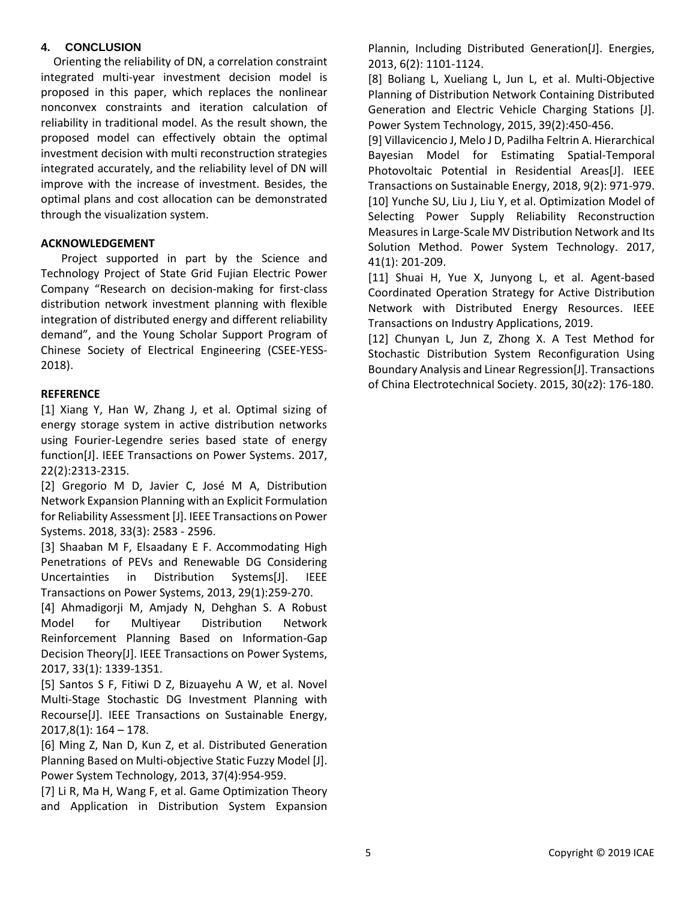## 4. CONCLUSION

Orienting the reliability of DN, a correlation constraint integrated multi-year investment decision model is proposed in this paper, which replaces the nonlinear nonconvex constraints and iteration calculation of reliability in traditional model. As the result shown, the proposed model can effectively obtain the optimal investment decision with multi reconstruction strategies integrated accurately, and the reliability level of DN will improve with the increase of investment. Besides, the optimal plans and cost allocation can be demonstrated through the visualization system.

## ACKNOWLEDGEMENT

Project supported in part by the Science and Technology Project of State Grid Fujian Electric Power Company "Research on decision-making for first-class distribution network investment planning with flexible integration of distributed energy and different reliability demand", and the Young Scholar Support Program of Chinese Society of Electrical Engineering (CSEE-YESS-2018).

## REFERENCE

[1] Xiang Y, Han W, Zhang J, et al. Optimal sizing of energy storage system in active distribution networks using Fourier-Legendre series based state of energy function[J]. IEEE Transactions on Power Systems. 2017, 22(2):2313-2315.

[2] Gregorio M D, Javier C, José M A, Distribution Network Expansion Planning with an Explicit Formulation for Reliability Assessment [J]. IEEE Transactions on Power Systems. 2018, 33(3): 2583 - 2596.

[3] Shaaban M F, Elsaadany E F. Accommodating High Penetrations of PEVs and Renewable DG Considering Uncertainties in Distribution Systems[J]. IEEE Transactions on Power Systems, 2013, 29(1):259-270.

[4] Ahmadigorji M, Amjady N, Dehghan S. A Robust Model for Multiyear Distribution Network Reinforcement Planning Based on Information-Gap Decision Theory[J]. IEEE Transactions on Power Systems, 2017, 33(1): 1339-1351.

[5] Santos S F, Fitiwi D Z, Bizuayehu A W, et al. Novel Multi-Stage Stochastic DG Investment Planning with Recourse[J]. IEEE Transactions on Sustainable Energy, 2017,8(1): 164 – 178.

[6] Ming Z, Nan D, Kun Z, et al. Distributed Generation Planning Based on Multi-objective Static Fuzzy Model [J]. Power System Technology, 2013, 37(4):954-959.

[7] Li R, Ma H, Wang F, et al. Game Optimization Theory and Application in Distribution System Expansion Plannin, Including Distributed Generation[J]. Energies, 2013, 6(2): 1101-1124.

[8] Boliang L, Xueliang L, Jun L, et al. Multi-Objective Planning of Distribution Network Containing Distributed Generation and Electric Vehicle Charging Stations [J]. Power System Technology, 2015, 39(2):450-456.

[9] Villavicencio J, Melo J D, Padilha Feltrin A. Hierarchical Bayesian Model for Estimating Spatial-Temporal Photovoltaic Potential in Residential Areas[J]. IEEE Transactions on Sustainable Energy, 2018, 9(2): 971-979.

[10] Yunche SU, Liu J, Liu Y, et al. Optimization Model of Selecting Power Supply Reliability Reconstruction Measures in Large-Scale MV Distribution Network and Its Solution Method. Power System Technology. 2017, 41(1): 201-209.

[11] Shuai H, Yue X, Junyong L, et al. Agent-based Coordinated Operation Strategy for Active Distribution Network with Distributed Energy Resources. IEEE Transactions on Industry Applications, 2019.

[12] Chunyan L, Jun Z, Zhong X. A Test Method for Stochastic Distribution System Reconfiguration Using Boundary Analysis and Linear Regression[J]. Transactions of China Electrotechnical Society. 2015, 30(z2): 176-180.